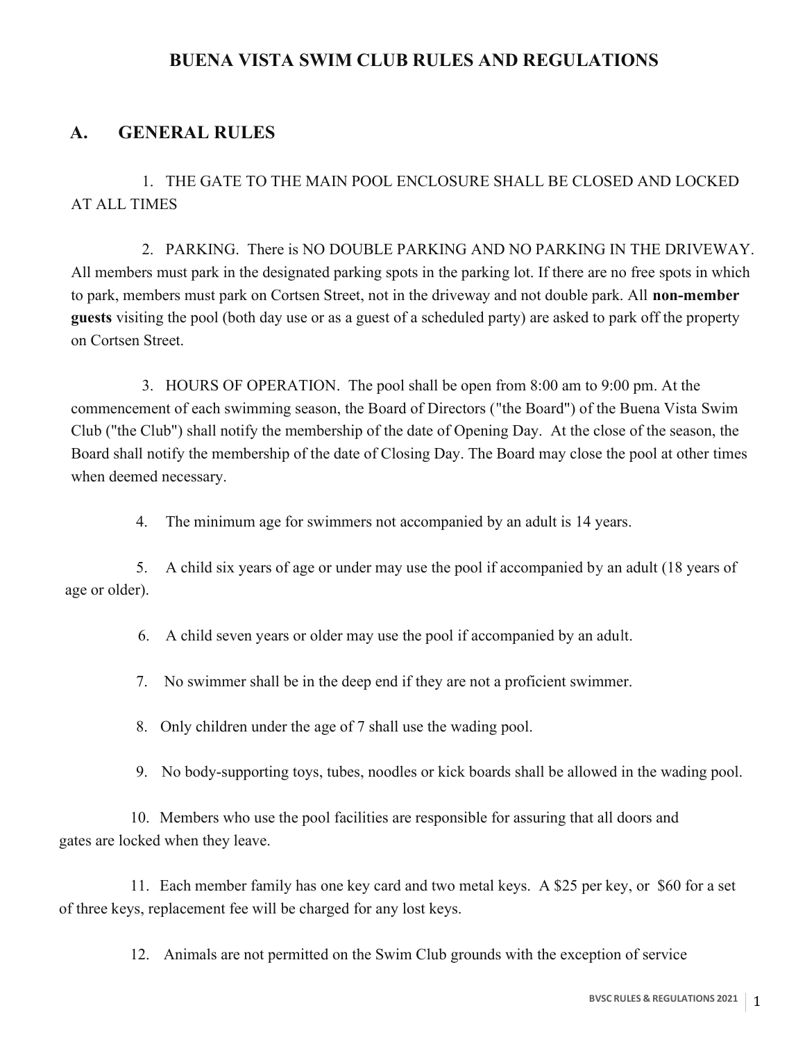# BUENA VISTA SWIM CLUB RULES AND REGULATIONS

## A. GENERAL RULES

1. THE GATE TO THE MAIN POOL ENCLOSURE SHALL BE CLOSED AND LOCKED AT ALL TIMES

2. PARKING. There is NO DOUBLE PARKING AND NO PARKING IN THE DRIVEWAY. All members must park in the designated parking spots in the parking lot. If there are no free spots in which to park, members must park on Cortsen Street, not in the driveway and not double park. All **non-member guests** visiting the pool (both day use or as a guest of a scheduled party) are asked to park off the property on Cortsen Street.

3. HOURS OF OPERATION. The pool shall be open from 8:00 am to 9:00 pm. At the commencement of each swimming season, the Board of Directors ("the Board") of the Buena Vista Swim Club ("the Club") shall notify the membership of the date of Opening Day. At the close of the season, the Board shall notify the membership of the date of Closing Day. The Board may close the pool at other times when deemed necessary.

4. The minimum age for swimmers not accompanied by an adult is 14 years.

5. A child six years of age or under may use the pool if accompanied by an adult (18 years of age or older).

6. A child seven years or older may use the pool if accompanied by an adult.

7. No swimmer shall be in the deep end if they are not a proficient swimmer.

8. Only children under the age of 7 shall use the wading pool.

9. No body-supporting toys, tubes, noodles or kick boards shall be allowed in the wading pool.

10. Members who use the pool facilities are responsible for assuring that all doors and gates are locked when they leave.

11. Each member family has one key card and two metal keys. A $25 per key, or $60 for a set of three keys, replacement fee will be charged for any lost keys.

12. Animals are not permitted on the Swim Club grounds with the exception of service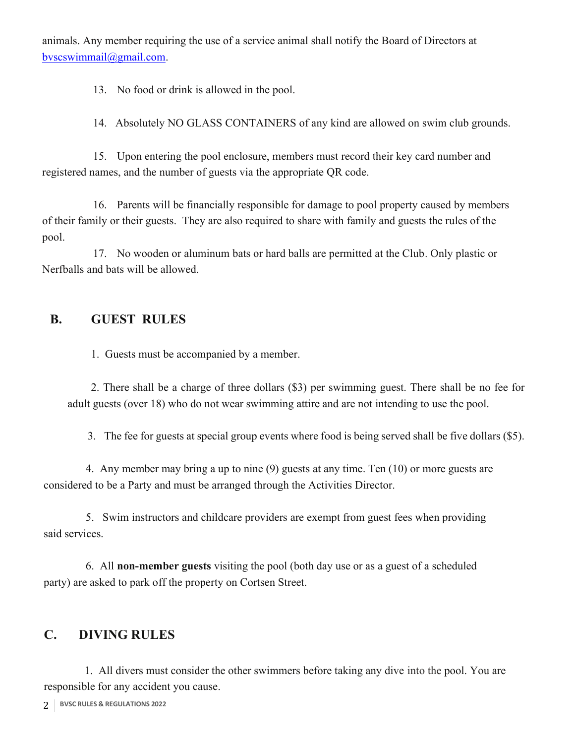animals. Any member requiring the use of a service animal shall notify the Board of Directors at bvscswimmail@gmail.com.

13. No food or drink is allowed in the pool.

14. Absolutely NO GLASS CONTAINERS of any kind are allowed on swim club grounds.

15. Upon entering the pool enclosure, members must record their key card number and registered names, and the number of guests via the appropriate QR code.

16. Parents will be financially responsible for damage to pool property caused by members of their family or their guests. They are also required to share with family and guests the rules of the pool.

17. No wooden or aluminum bats or hard balls are permitted at the Club. Only plastic or Nerfballs and bats will be allowed.

## B. GUEST RULES

1. Guests must be accompanied by a member.

2. There shall be a charge of three dollars ($3) per swimming guest. There shall be no fee for adult guests (over 18) who do not wear swimming attire and are not intending to use the pool.

3. The fee for guests at special group events where food is being served shall be five dollars ($5).

4. Any member may bring a up to nine (9) guests at any time. Ten (10) or more guests are considered to be a Party and must be arranged through the Activities Director.

5. Swim instructors and childcare providers are exempt from guest fees when providing said services.

6. All **non-member guests** visiting the pool (both day use or as a guest of a scheduled party) are asked to park off the property on Cortsen Street.

## C. DIVING RULES

1. All divers must consider the other swimmers before taking any dive into the pool. You are responsible for any accident you cause.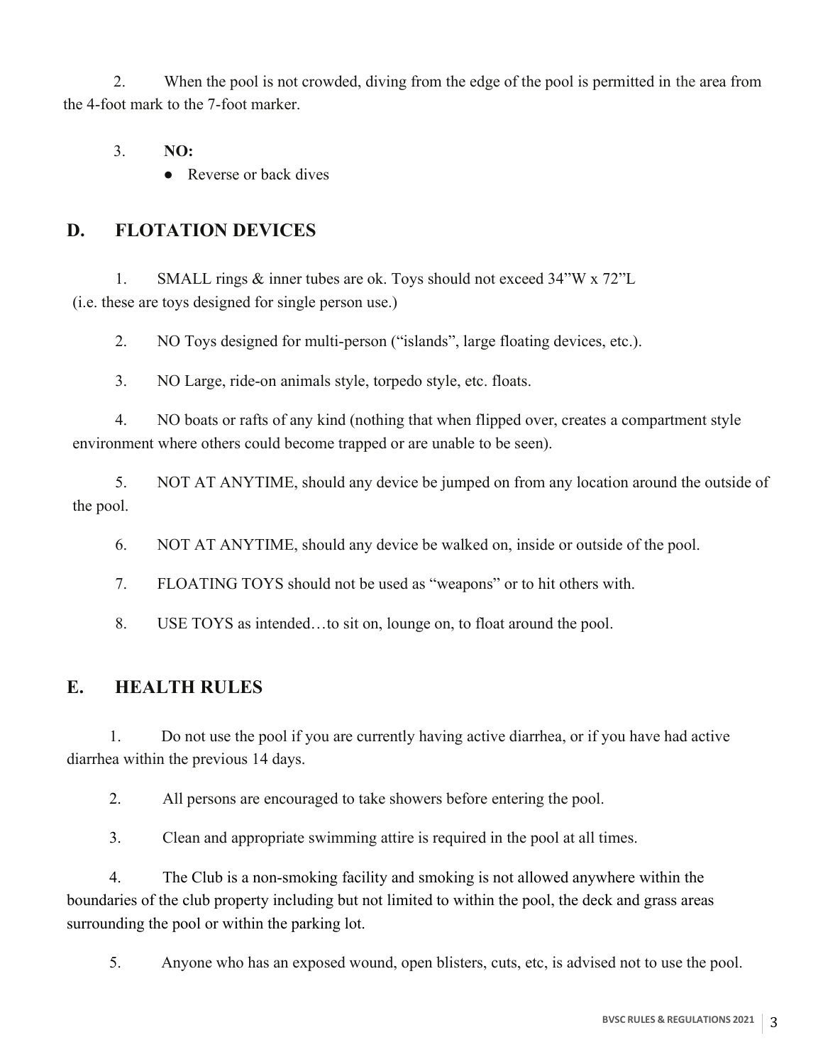2. When the pool is not crowded, diving from the edge of the pool is permitted in the area from the 4-foot mark to the 7-foot marker.

3. **NO:**
   - Reverse or back dives

## D. FLOTATION DEVICES

1. SMALL rings & inner tubes are ok. Toys should not exceed 34”W x 72”L (i.e. these are toys designed for single person use.)

2. NO Toys designed for multi-person (“islands”, large floating devices, etc.).

3. NO Large, ride-on animals style, torpedo style, etc. floats.

4. NO boats or rafts of any kind (nothing that when flipped over, creates a compartment style environment where others could become trapped or are unable to be seen).

5. NOT AT ANYTIME, should any device be jumped on from any location around the outside of the pool.

6. NOT AT ANYTIME, should any device be walked on, inside or outside of the pool.

7. FLOATING TOYS should not be used as “weapons” or to hit others with.

8. USE TOYS as intended…to sit on, lounge on, to float around the pool.

## E. HEALTH RULES

1. Do not use the pool if you are currently having active diarrhea, or if you have had active diarrhea within the previous 14 days.

2. All persons are encouraged to take showers before entering the pool.

3. Clean and appropriate swimming attire is required in the pool at all times.

4. The Club is a non-smoking facility and smoking is not allowed anywhere within the boundaries of the club property including but not limited to within the pool, the deck and grass areas surrounding the pool or within the parking lot.

5. Anyone who has an exposed wound, open blisters, cuts, etc, is advised not to use the pool.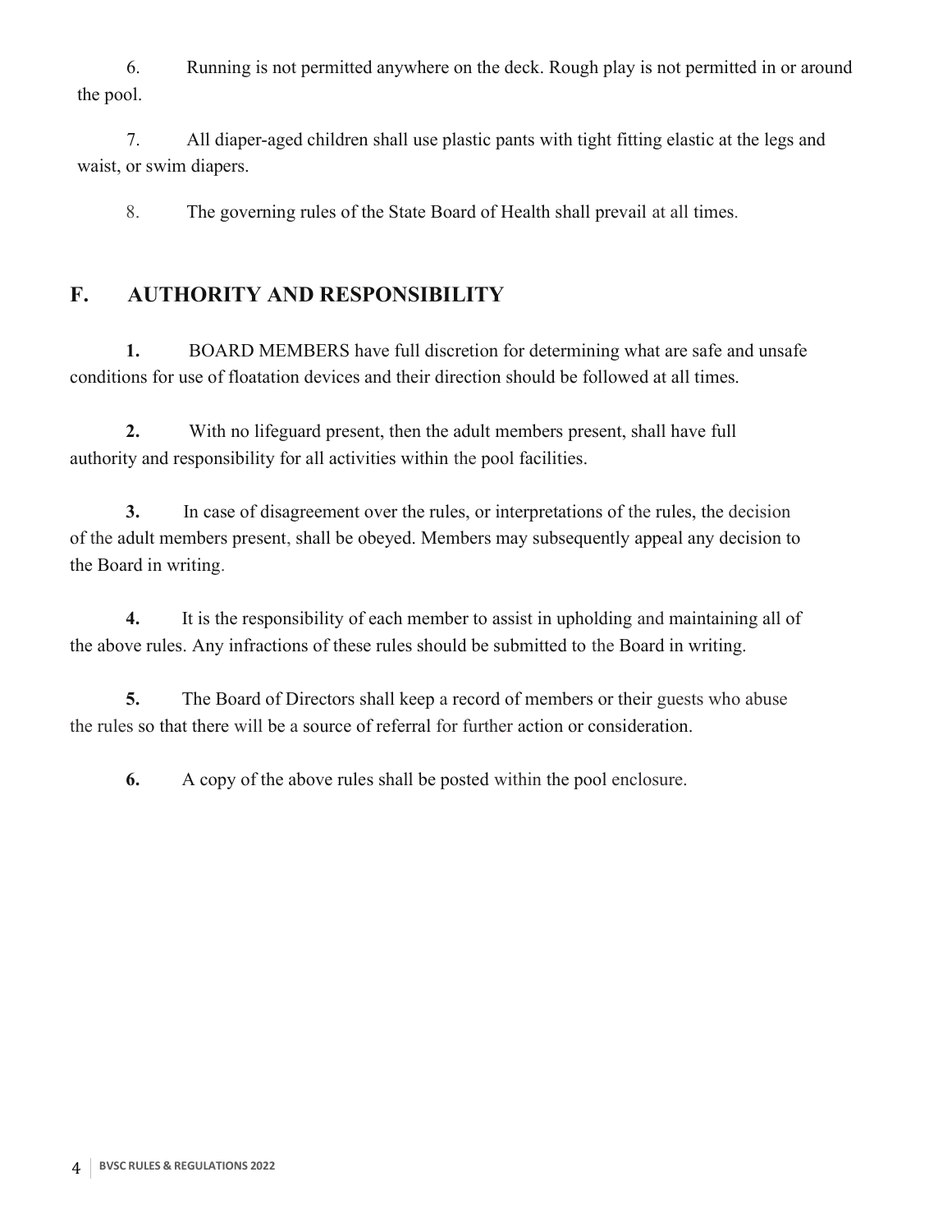6. Running is not permitted anywhere on the deck. Rough play is not permitted in or around the pool.

7. All diaper-aged children shall use plastic pants with tight fitting elastic at the legs and waist, or swim diapers.

8. The governing rules of the State Board of Health shall prevail at all times.

## F. AUTHORITY AND RESPONSIBILITY

**1.** BOARD MEMBERS have full discretion for determining what are safe and unsafe conditions for use of floatation devices and their direction should be followed at all times.

**2.** With no lifeguard present, then the adult members present, shall have full authority and responsibility for all activities within the pool facilities.

**3.** In case of disagreement over the rules, or interpretations of the rules, the decision of the adult members present, shall be obeyed. Members may subsequently appeal any decision to the Board in writing.

**4.** It is the responsibility of each member to assist in upholding and maintaining all of the above rules. Any infractions of these rules should be submitted to the Board in writing.

**5.** The Board of Directors shall keep a record of members or their guests who abuse the rules so that there will be a source of referral for further action or consideration.

**6.** A copy of the above rules shall be posted within the pool enclosure.